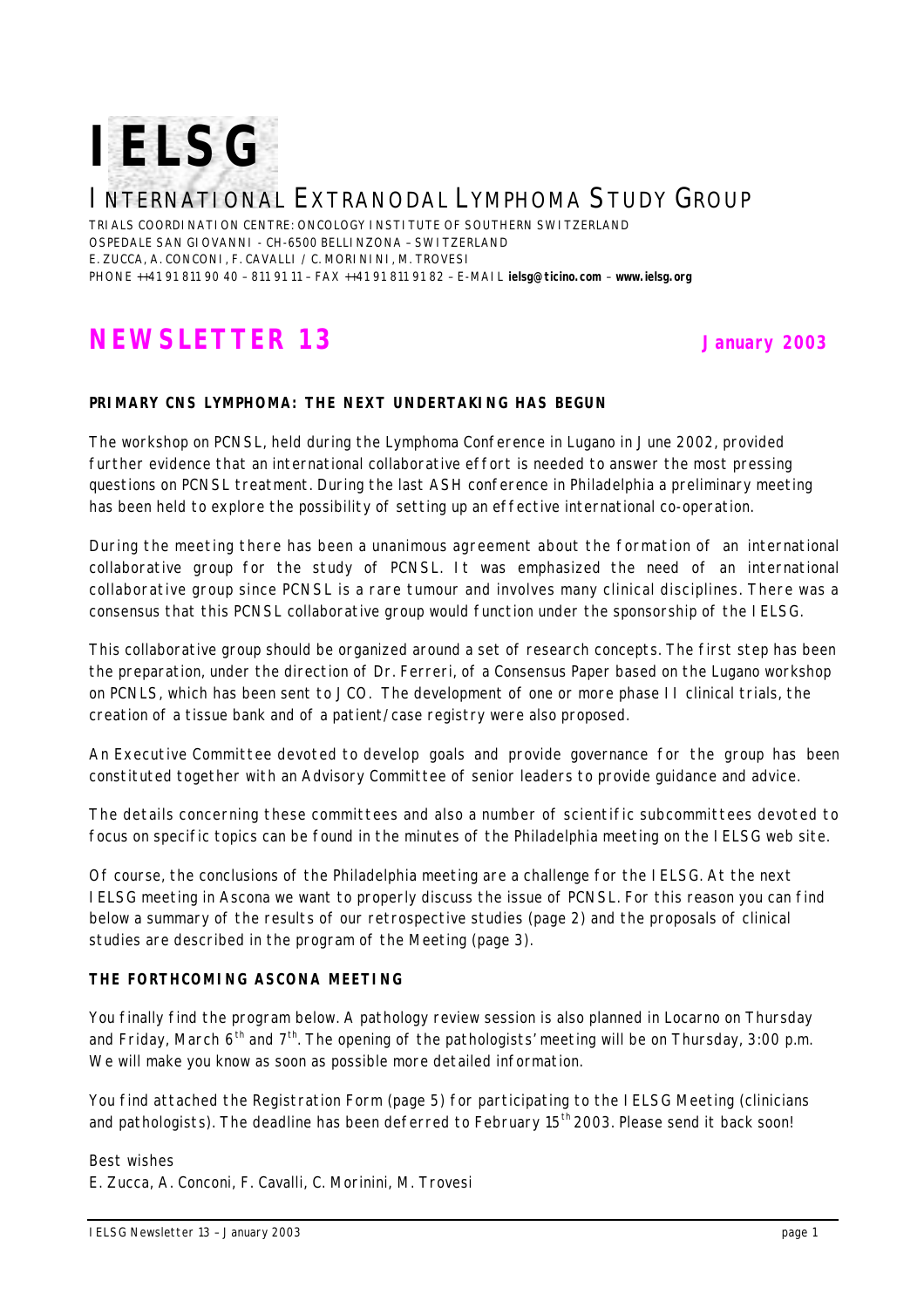# IELSG

## INTERNATIONAL EXTRANODAL LYMPHOMA STUDY GROUP

TRIALS COORDINATION CENTRE: ONCOLOGY INSTITUTE OF SOUTHERN SWITZERLAND
OSPEDALE SAN GIOVANNI - CH-6500 BELLINZONA – SWITZERLAND
E. ZUCCA, A. CONCONI, F. CAVALLI / C. MORININI, M. TROVESI
PHONE ++41 91 811 90 40 – 811 91 11 – FAX ++41 91 811 91 82 – E-MAIL **ielsg@ticino.com** – **www.ielsg.org**

# NEWSLETTER 13

***January 2003***

**PRIMARY CNS LYMPHOMA: THE NEXT UNDERTAKING HAS BEGUN**

The workshop on PCNSL, held during the Lymphoma Conference in Lugano in June 2002, provided further evidence that an international collaborative effort is needed to answer the most pressing questions on PCNSL treatment. During the last ASH conference in Philadelphia a preliminary meeting has been held to explore the possibility of setting up an effective international co-operation.

During the meeting there has been a unanimous agreement about the formation of an international collaborative group for the study of PCNSL. It was emphasized the need of an international collaborative group since PCNSL is a rare tumour and involves many clinical disciplines. There was a consensus that this PCNSL collaborative group would function under the sponsorship of the IELSG.

This collaborative group should be organized around a set of research concepts. The first step has been the preparation, under the direction of Dr. Ferreri, of a Consensus Paper based on the Lugano workshop on PCNLS, which has been sent to JCO. The development of one or more phase II clinical trials, the creation of a tissue bank and of a patient/case registry were also proposed.

An Executive Committee devoted to develop goals and provide governance for the group has been constituted together with an Advisory Committee of senior leaders to provide guidance and advice.

The details concerning these committees and also a number of scientific subcommittees devoted to focus on specific topics can be found in the minutes of the Philadelphia meeting on the IELSG web site.

Of course, the conclusions of the Philadelphia meeting are a challenge for the IELSG. At the next IELSG meeting in Ascona we want to properly discuss the issue of PCNSL. For this reason you can find below a summary of the results of our retrospective studies (page 2) and the proposals of clinical studies are described in the program of the Meeting (page 3).

**THE FORTHCOMING ASCONA MEETING**

You finally find the program below. A pathology review session is also planned in Locarno on Thursday and Friday, March 6th and 7th. The opening of the pathologists' meeting will be on Thursday, 3:00 p.m. We will make you know as soon as possible more detailed information.

You find attached the Registration Form (page 5) for participating to the IELSG Meeting (clinicians and pathologists). The deadline has been deferred to February 15th 2003. Please send it back soon!

Best wishes
E. Zucca, A. Conconi, F. Cavalli, C. Morinini, M. Trovesi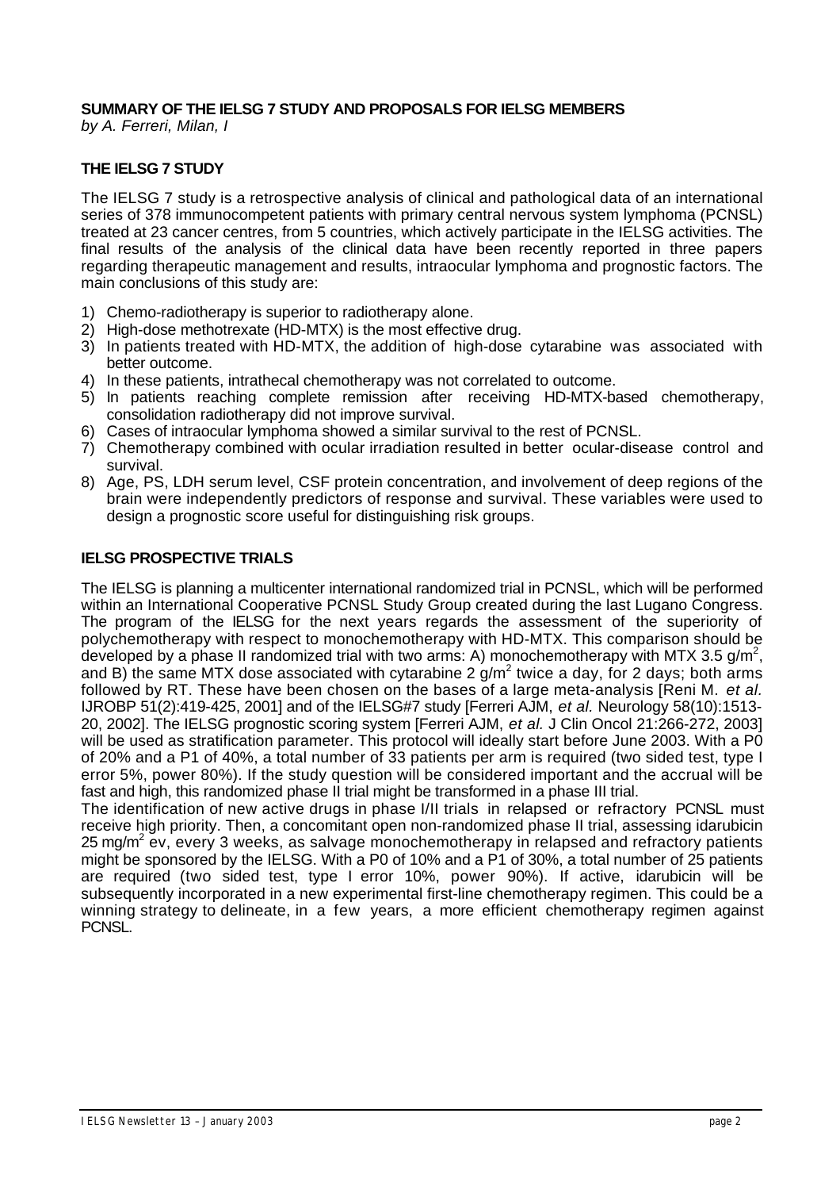**SUMMARY OF THE IELSG 7 STUDY AND PROPOSALS FOR IELSG MEMBERS**

*by A. Ferreri, Milan, I*

## THE IELSG 7 STUDY

The IELSG 7 study is a retrospective analysis of clinical and pathological data of an international series of 378 immunocompetent patients with primary central nervous system lymphoma (PCNSL) treated at 23 cancer centres, from 5 countries, which actively participate in the IELSG activities. The final results of the analysis of the clinical data have been recently reported in three papers regarding therapeutic management and results, intraocular lymphoma and prognostic factors. The main conclusions of this study are:

1) Chemo-radiotherapy is superior to radiotherapy alone.
2) High-dose methotrexate (HD-MTX) is the most effective drug.
3) In patients treated with HD-MTX, the addition of high-dose cytarabine was associated with better outcome.
4) In these patients, intrathecal chemotherapy was not correlated to outcome.
5) In patients reaching complete remission after receiving HD-MTX-based chemotherapy, consolidation radiotherapy did not improve survival.
6) Cases of intraocular lymphoma showed a similar survival to the rest of PCNSL.
7) Chemotherapy combined with ocular irradiation resulted in better ocular-disease control and survival.
8) Age, PS, LDH serum level, CSF protein concentration, and involvement of deep regions of the brain were independently predictors of response and survival. These variables were used to design a prognostic score useful for distinguishing risk groups.

## IELSG PROSPECTIVE TRIALS

The IELSG is planning a multicenter international randomized trial in PCNSL, which will be performed within an International Cooperative PCNSL Study Group created during the last Lugano Congress. The program of the IELSG for the next years regards the assessment of the superiority of polychemotherapy with respect to monochemotherapy with HD-MTX. This comparison should be developed by a phase II randomized trial with two arms: A) monochemotherapy with MTX 3.5 g/m$^2$, and B) the same MTX dose associated with cytarabine 2 g/m$^2$ twice a day, for 2 days; both arms followed by RT. These have been chosen on the bases of a large meta-analysis [Reni M. *et al.* IJROBP 51(2):419-425, 2001] and of the IELSG#7 study [Ferreri AJM, *et al.* Neurology 58(10):1513-20, 2002]. The IELSG prognostic scoring system [Ferreri AJM, *et al.* J Clin Oncol 21:266-272, 2003] will be used as stratification parameter. This protocol will ideally start before June 2003. With a P0 of 20% and a P1 of 40%, a total number of 33 patients per arm is required (two sided test, type I error 5%, power 80%). If the study question will be considered important and the accrual will be fast and high, this randomized phase II trial might be transformed in a phase III trial.

The identification of new active drugs in phase I/II trials in relapsed or refractory PCNSL must receive high priority. Then, a concomitant open non-randomized phase II trial, assessing idarubicin 25 mg/m$^2$ ev, every 3 weeks, as salvage monochemotherapy in relapsed and refractory patients might be sponsored by the IELSG. With a P0 of 10% and a P1 of 30%, a total number of 25 patients are required (two sided test, type I error 10%, power 90%). If active, idarubicin will be subsequently incorporated in a new experimental first-line chemotherapy regimen. This could be a winning strategy to delineate, in a few years, a more efficient chemotherapy regimen against PCNSL.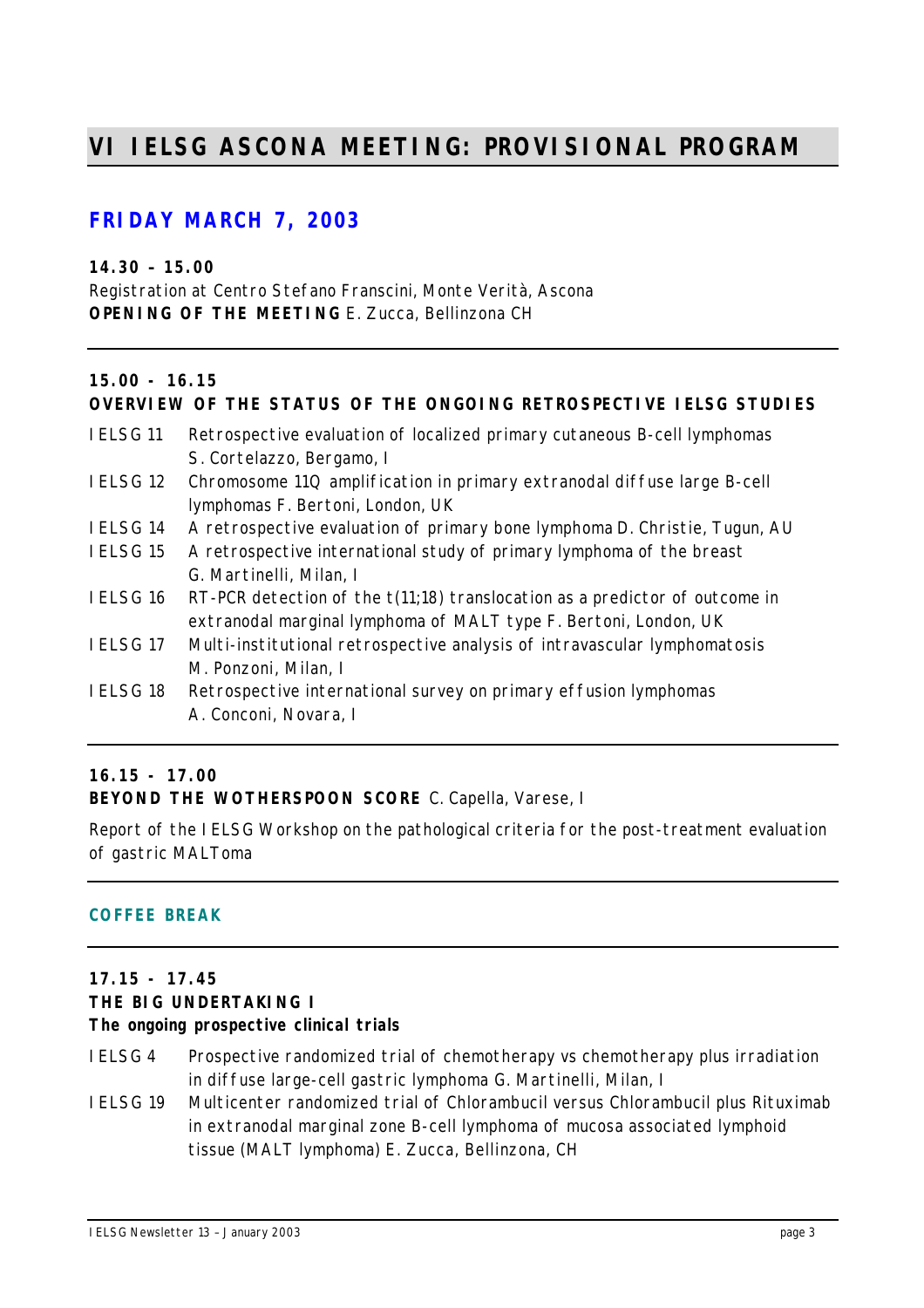# VI IELSG ASCONA MEETING: PROVISIONAL PROGRAM

## FRIDAY MARCH 7, 2003

**14.30 – 15.00**
Registration at Centro Stefano Franscini, Monte Verità, Ascona
**OPENING OF THE MEETING** E. Zucca, Bellinzona CH

---

**15.00 - 16.15**
**OVERVIEW OF THE STATUS OF THE ONGOING RETROSPECTIVE IELSG STUDIES**

- IELSG 11 Retrospective evaluation of localized primary cutaneous B-cell lymphomas S. Cortelazzo, Bergamo, I
- IELSG 12 Chromosome 11Q amplification in primary extranodal diffuse large B-cell lymphomas F. Bertoni, London, UK
- IELSG 14 A retrospective evaluation of primary bone lymphoma D. Christie, Tugun, AU
- IELSG 15 A retrospective international study of primary lymphoma of the breast G. Martinelli, Milan, I
- IELSG 16 RT-PCR detection of the t(11;18) translocation as a predictor of outcome in extranodal marginal lymphoma of MALT type F. Bertoni, London, UK
- IELSG 17 Multi-institutional retrospective analysis of intravascular lymphomatosis M. Ponzoni, Milan, I
- IELSG 18 Retrospective international survey on primary effusion lymphomas A. Conconi, Novara, I

---

**16.15 - 17.00**
**BEYOND THE WOTHERSPOON SCORE** C. Capella, Varese, I

*Report of the IELSG Workshop on the pathological criteria for the post-treatment evaluation of gastric MALToma*

---

**COFFEE BREAK**

---

**17.15 - 17.45**
**THE BIG UNDERTAKING I**
**The ongoing prospective clinical trials**

- IELSG 4 Prospective randomized trial of chemotherapy vs chemotherapy plus irradiation in diffuse large-cell gastric lymphoma G. Martinelli, Milan, I
- IELSG 19 Multicenter randomized trial of Chlorambucil versus Chlorambucil plus Rituximab in extranodal marginal zone B-cell lymphoma of mucosa associated lymphoid tissue (MALT lymphoma) E. Zucca, Bellinzona, CH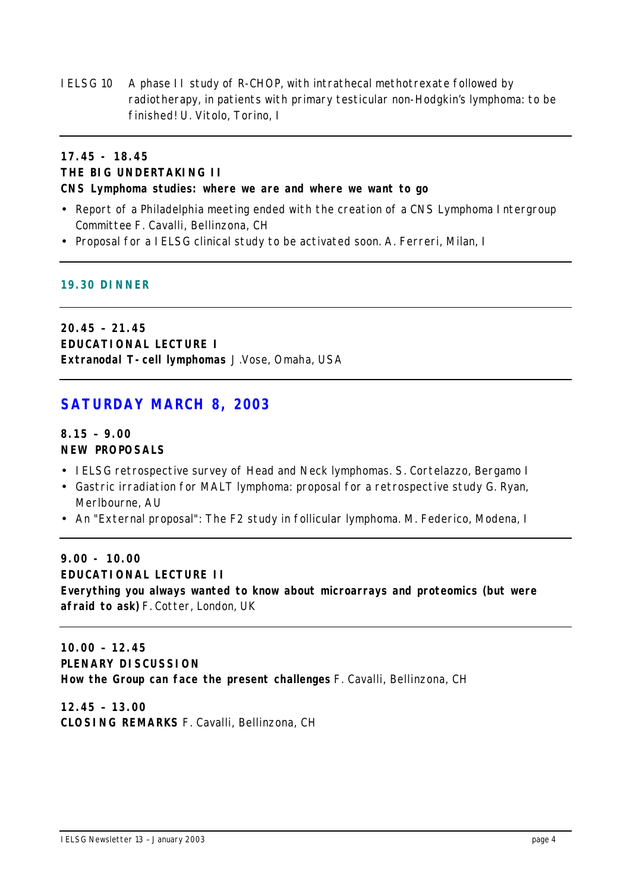IELSG 10 A phase II study of R-CHOP, with intrathecal methotrexate followed by radiotherapy, in patients with primary testicular non-Hodgkin's lymphoma: to be finished! U. Vitolo, Torino, I

---

**17.45 - 18.45**
**THE BIG UNDERTAKING II**
**CNS Lymphoma studies: where we are and where we want to go**

- Report of a Philadelphia meeting ended with the creation of a CNS Lymphoma Intergroup Committee F. Cavalli, Bellinzona, CH
- Proposal for a IELSG clinical study to be activated soon. A. Ferreri, Milan, I

---

**19.30 DINNER**

---

**20.45 – 21.45**
**EDUCATIONAL LECTURE I**
**Extranodal T-cell lymphomas** J.Vose, Omaha, USA

---

## SATURDAY MARCH 8, 2003

**8.15 – 9.00**
**NEW PROPOSALS**

- IELSG retrospective survey of Head and Neck lymphomas. S. Cortelazzo, Bergamo I
- Gastric irradiation for MALT lymphoma: proposal for a retrospective study G. Ryan, Merlbourne, AU
- An "External proposal": The F2 study in follicular lymphoma. M. Federico, Modena, I

---

**9.00 - 10.00**
**EDUCATIONAL LECTURE II**
**Everything you always wanted to know about microarrays and proteomics (but were afraid to ask)** F. Cotter, London, UK

---

**10.00 – 12.45**
**PLENARY DISCUSSION**
**How the Group can face the present challenges** F. Cavalli, Bellinzona, CH

**12.45 – 13.00**
**CLOSING REMARKS** F. Cavalli, Bellinzona, CH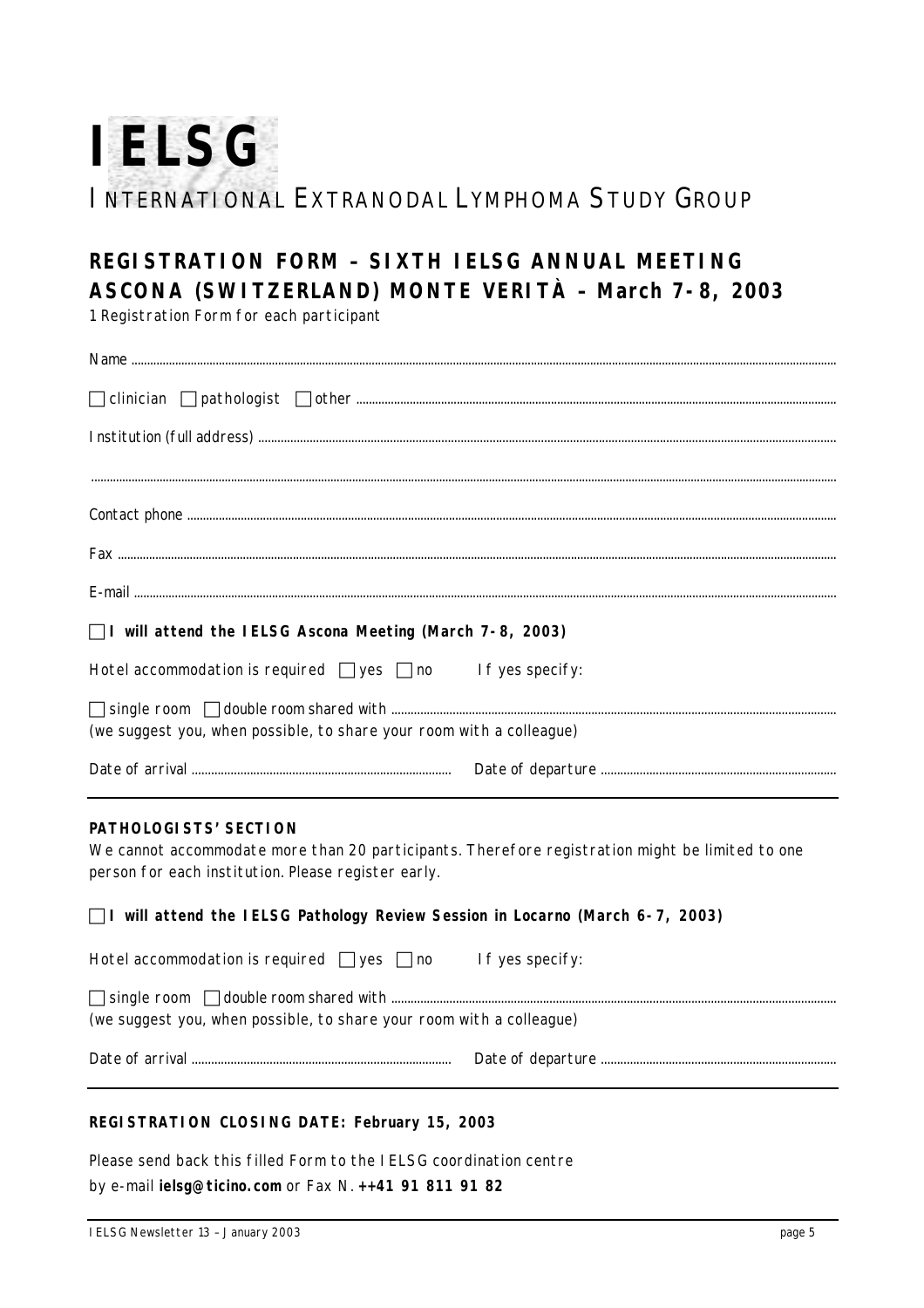# IELSG

INTERNATIONAL EXTRANODAL LYMPHOMA STUDY GROUP

## REGISTRATION FORM – SIXTH IELSG ANNUAL MEETING ASCONA (SWITZERLAND) MONTE VERITÀ – March 7-8, 2003

1 Registration Form for each participant

Name ..................................................................................

☐ clinician ☐ pathologist ☐ other ..................................................

Institution (full address) ..............................................................

..........................................................................................

Contact phone ..........................................................................

Fax ......................................................................................

E-mail ...................................................................................

☐ **I will attend the IELSG Ascona Meeting (March 7-8, 2003)**

Hotel accommodation is required ☐ yes ☐ no If yes specify:

☐ single room ☐ double room shared with ...............................................
(we suggest you, when possible, to share your room with a colleague)

Date of arrival .................................... Date of departure ....................................

---

**PATHOLOGISTS' SECTION**

We cannot accommodate more than 20 participants. Therefore registration might be limited to one person for each institution. Please register early.

☐ **I will attend the IELSG Pathology Review Session in Locarno (March 6-7, 2003)**

Hotel accommodation is required ☐ yes ☐ no If yes specify:

☐ single room ☐ double room shared with ...............................................
(we suggest you, when possible, to share your room with a colleague)

Date of arrival .................................... Date of departure ....................................

---

**REGISTRATION CLOSING DATE: February 15, 2003**

Please send back this filled Form to the IELSG coordination centre
by e-mail **ielsg@ticino.com** or Fax N. **++41 91 811 91 82**